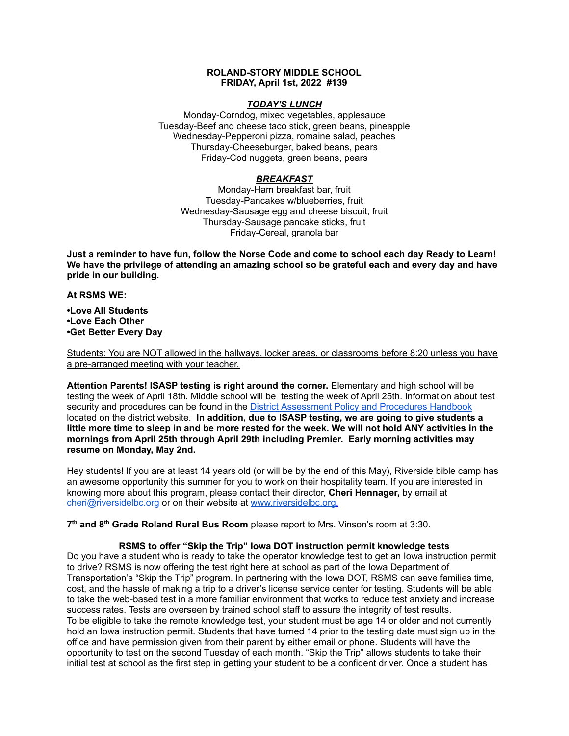**ROLAND-STORY MIDDLE SCHOOL**
**FRIDAY, April 1st, 2022 #139**

***TODAY'S LUNCH***

Monday-Corndog, mixed vegetables, applesauce
Tuesday-Beef and cheese taco stick, green beans, pineapple
Wednesday-Pepperoni pizza, romaine salad, peaches
Thursday-Cheeseburger, baked beans, pears
Friday-Cod nuggets, green beans, pears

***BREAKFAST***

Monday-Ham breakfast bar, fruit
Tuesday-Pancakes w/blueberries, fruit
Wednesday-Sausage egg and cheese biscuit, fruit
Thursday-Sausage pancake sticks, fruit
Friday-Cereal, granola bar

**Just a reminder to have fun, follow the Norse Code and come to school each day Ready to Learn! We have the privilege of attending an amazing school so be grateful each and every day and have pride in our building.**

**At RSMS WE:**

**•Love All Students**
**•Love Each Other**
**•Get Better Every Day**

Students: You are NOT allowed in the hallways, locker areas, or classrooms before 8:20 unless you have a pre-arranged meeting with your teacher.

**Attention Parents! ISASP testing is right around the corner.** Elementary and high school will be testing the week of April 18th. Middle school will be testing the week of April 25th. Information about test security and procedures can be found in the [District Assessment Policy and Procedures Handbook] located on the district website. **In addition, due to ISASP testing, we are going to give students a little more time to sleep in and be more rested for the week. We will not hold ANY activities in the mornings from April 25th through April 29th including Premier. Early morning activities may resume on Monday, May 2nd.**

Hey students! If you are at least 14 years old (or will be by the end of this May), Riverside bible camp has an awesome opportunity this summer for you to work on their hospitality team. If you are interested in knowing more about this program, please contact their director, **Cheri Hennager,** by email at cheri@riversidelbc.org or on their website at www.riversidelbc.org.

**7th and 8th Grade Roland Rural Bus Room** please report to Mrs. Vinson's room at 3:30.

**RSMS to offer "Skip the Trip" Iowa DOT instruction permit knowledge tests**

Do you have a student who is ready to take the operator knowledge test to get an Iowa instruction permit to drive? RSMS is now offering the test right here at school as part of the Iowa Department of Transportation's "Skip the Trip" program. In partnering with the Iowa DOT, RSMS can save families time, cost, and the hassle of making a trip to a driver's license service center for testing. Students will be able to take the web-based test in a more familiar environment that works to reduce test anxiety and increase success rates. Tests are overseen by trained school staff to assure the integrity of test results.
To be eligible to take the remote knowledge test, your student must be age 14 or older and not currently hold an Iowa instruction permit. Students that have turned 14 prior to the testing date must sign up in the office and have permission given from their parent by either email or phone. Students will have the opportunity to test on the second Tuesday of each month. "Skip the Trip" allows students to take their initial test at school as the first step in getting your student to be a confident driver. Once a student has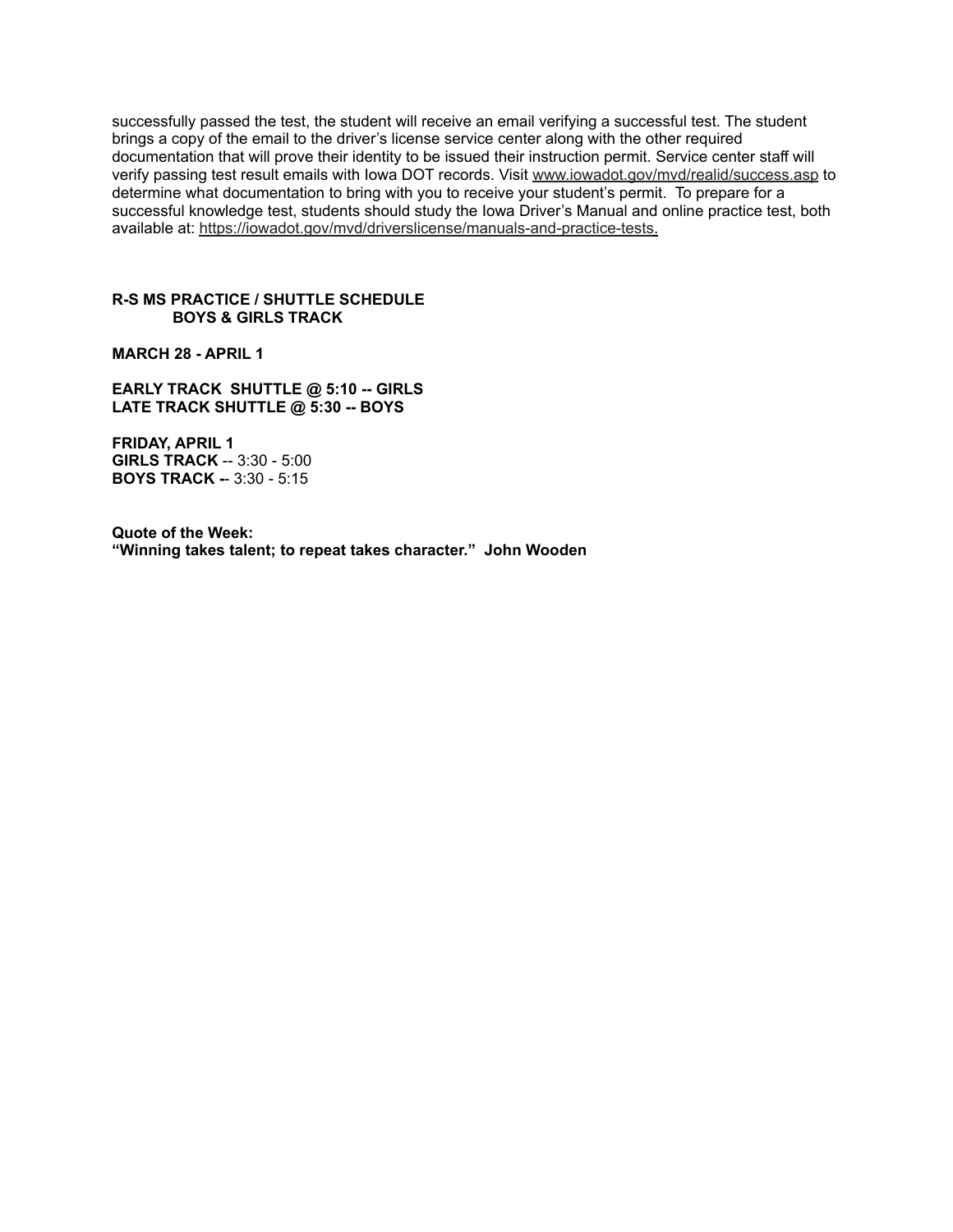successfully passed the test, the student will receive an email verifying a successful test. The student brings a copy of the email to the driver's license service center along with the other required documentation that will prove their identity to be issued their instruction permit. Service center staff will verify passing test result emails with Iowa DOT records. Visit www.iowadot.gov/mvd/realid/success.asp to determine what documentation to bring with you to receive your student's permit. To prepare for a successful knowledge test, students should study the Iowa Driver's Manual and online practice test, both available at: https://iowadot.gov/mvd/driverslicense/manuals-and-practice-tests.

**R-S MS PRACTICE / SHUTTLE SCHEDULE**
**BOYS & GIRLS TRACK**

**MARCH 28 - APRIL 1**

**EARLY TRACK SHUTTLE @ 5:10 -- GIRLS**
**LATE TRACK SHUTTLE @ 5:30 -- BOYS**

**FRIDAY, APRIL 1**
**GIRLS TRACK** -- 3:30 - 5:00
**BOYS TRACK** -- 3:30 - 5:15

**Quote of the Week:**
**"Winning takes talent; to repeat takes character." John Wooden**